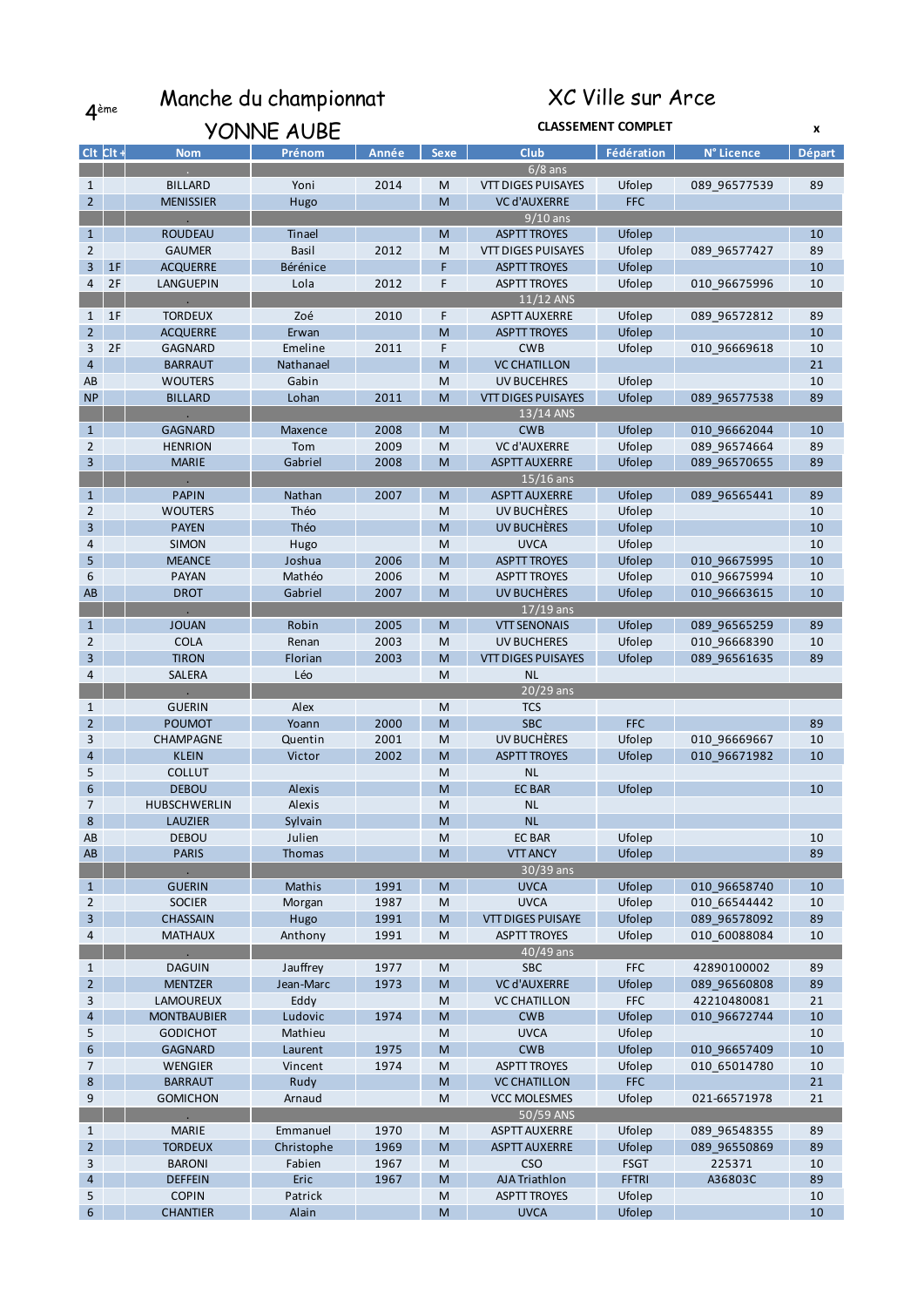# 4ème Manche du championnat YONNE AUBE

# XC Ville sur Arce

**CLASSEMENT COMPLET** x

| Clt | Clt + | Nom | Prénom | Année | Sexe | Club | Fédération | N° Licence | Départ |
|---|---|---|---|---|---|---|---|---|---|
| | | . | | | | 6/8 ans | | | |
| 1 | | BILLARD | Yoni | 2014 | M | VTT DIGES PUISAYES | Ufolep | 089_96577539 | 89 |
| 2 | | MENISSIER | Hugo | | M | VC d'AUXERRE | FFC | | |
| | | . | | | | 9/10 ans | | | |
| 1 | | ROUDEAU | Tinael | | M | ASPTT TROYES | Ufolep | | 10 |
| 2 | | GAUMER | Basil | 2012 | M | VTT DIGES PUISAYES | Ufolep | 089_96577427 | 89 |
| 3 | 1F | ACQUERRE | Bérénice | | F | ASPTT TROYES | Ufolep | | 10 |
| 4 | 2F | LANGUEPIN | Lola | 2012 | F | ASPTT TROYES | Ufolep | 010_96675996 | 10 |
| | | . | | | | 11/12 ANS | | | |
| 1 | 1F | TORDEUX | Zoé | 2010 | F | ASPTT AUXERRE | Ufolep | 089_96572812 | 89 |
| 2 | | ACQUERRE | Erwan | | M | ASPTT TROYES | Ufolep | | 10 |
| 3 | 2F | GAGNARD | Emeline | 2011 | F | CWB | Ufolep | 010_96669618 | 10 |
| 4 | | BARRAUT | Nathanael | | M | VC CHATILLON | | | 21 |
| AB | | WOUTERS | Gabin | | M | UV BUCEHRES | Ufolep | | 10 |
| NP | | BILLARD | Lohan | 2011 | M | VTT DIGES PUISAYES | Ufolep | 089_96577538 | 89 |
| | | . | | | | 13/14 ANS | | | |
| 1 | | GAGNARD | Maxence | 2008 | M | CWB | Ufolep | 010_96662044 | 10 |
| 2 | | HENRION | Tom | 2009 | M | VC d'AUXERRE | Ufolep | 089_96574664 | 89 |
| 3 | | MARIE | Gabriel | 2008 | M | ASPTT AUXERRE | Ufolep | 089_96570655 | 89 |
| | | . | | | | 15/16 ans | | | |
| 1 | | PAPIN | Nathan | 2007 | M | ASPTT AUXERRE | Ufolep | 089_96565441 | 89 |
| 2 | | WOUTERS | Théo | | M | UV BUCHÈRES | Ufolep | | 10 |
| 3 | | PAYEN | Théo | | M | UV BUCHÈRES | Ufolep | | 10 |
| 4 | | SIMON | Hugo | | M | UVCA | Ufolep | | 10 |
| 5 | | MEANCE | Joshua | 2006 | M | ASPTT TROYES | Ufolep | 010_96675995 | 10 |
| 6 | | PAYAN | Mathéo | 2006 | M | ASPTT TROYES | Ufolep | 010_96675994 | 10 |
| AB | | DROT | Gabriel | 2007 | M | UV BUCHÈRES | Ufolep | 010_96663615 | 10 |
| | | . | | | | 17/19 ans | | | |
| 1 | | JOUAN | Robin | 2005 | M | VTT SENONAIS | Ufolep | 089_96565259 | 89 |
| 2 | | COLA | Renan | 2003 | M | UV BUCHERES | Ufolep | 010_96668390 | 10 |
| 3 | | TIRON | Florian | 2003 | M | VTT DIGES PUISAYES | Ufolep | 089_96561635 | 89 |
| 4 | | SALERA | Léo | | M | NL | | | |
| | | . | | | | 20/29 ans | | | |
| 1 | | GUERIN | Alex | | M | TCS | | | |
| 2 | | POUMOT | Yoann | 2000 | M | SBC | FFC | | 89 |
| 3 | | CHAMPAGNE | Quentin | 2001 | M | UV BUCHÈRES | Ufolep | 010_96669667 | 10 |
| 4 | | KLEIN | Victor | 2002 | M | ASPTT TROYES | Ufolep | 010_96671982 | 10 |
| 5 | | COLLUT | | | M | NL | | | |
| 6 | | DEBOU | Alexis | | M | EC BAR | Ufolep | | 10 |
| 7 | | HUBSCHWERLIN | Alexis | | M | NL | | | |
| 8 | | LAUZIER | Sylvain | | M | NL | | | |
| AB | | DEBOU | Julien | | M | EC BAR | Ufolep | | 10 |
| AB | | PARIS | Thomas | | M | VTT ANCY | Ufolep | | 89 |
| | | . | | | | 30/39 ans | | | |
| 1 | | GUERIN | Mathis | 1991 | M | UVCA | Ufolep | 010_96658740 | 10 |
| 2 | | SOCIER | Morgan | 1987 | M | UVCA | Ufolep | 010_66544442 | 10 |
| 3 | | CHASSAIN | Hugo | 1991 | M | VTT DIGES PUISAYE | Ufolep | 089_96578092 | 89 |
| 4 | | MATHAUX | Anthony | 1991 | M | ASPTT TROYES | Ufolep | 010_60088084 | 10 |
| | | . | | | | 40/49 ans | | | |
| 1 | | DAGUIN | Jauffrey | 1977 | M | SBC | FFC | 42890100002 | 89 |
| 2 | | MENTZER | Jean-Marc | 1973 | M | VC d'AUXERRE | Ufolep | 089_96560808 | 89 |
| 3 | | LAMOUREUX | Eddy | | M | VC CHATILLON | FFC | 42210480081 | 21 |
| 4 | | MONTBAUBIER | Ludovic | 1974 | M | CWB | Ufolep | 010_96672744 | 10 |
| 5 | | GODICHOT | Mathieu | | M | UVCA | Ufolep | | 10 |
| 6 | | GAGNARD | Laurent | 1975 | M | CWB | Ufolep | 010_96657409 | 10 |
| 7 | | WENGIER | Vincent | 1974 | M | ASPTT TROYES | Ufolep | 010_65014780 | 10 |
| 8 | | BARRAUT | Rudy | | M | VC CHATILLON | FFC | | 21 |
| 9 | | GOMICHON | Arnaud | | M | VCC MOLESMES | Ufolep | 021-66571978 | 21 |
| | | . | | | | 50/59 ANS | | | |
| 1 | | MARIE | Emmanuel | 1970 | M | ASPTT AUXERRE | Ufolep | 089_96548355 | 89 |
| 2 | | TORDEUX | Christophe | 1969 | M | ASPTT AUXERRE | Ufolep | 089_96550869 | 89 |
| 3 | | BARONI | Fabien | 1967 | M | CSO | FSGT | 225371 | 10 |
| 4 | | DEFFEIN | Eric | 1967 | M | AJA Triathlon | FFTRI | A36803C | 89 |
| 5 | | COPIN | Patrick | | M | ASPTT TROYES | Ufolep | | 10 |
| 6 | | CHANTIER | Alain | | M | UVCA | Ufolep | | 10 |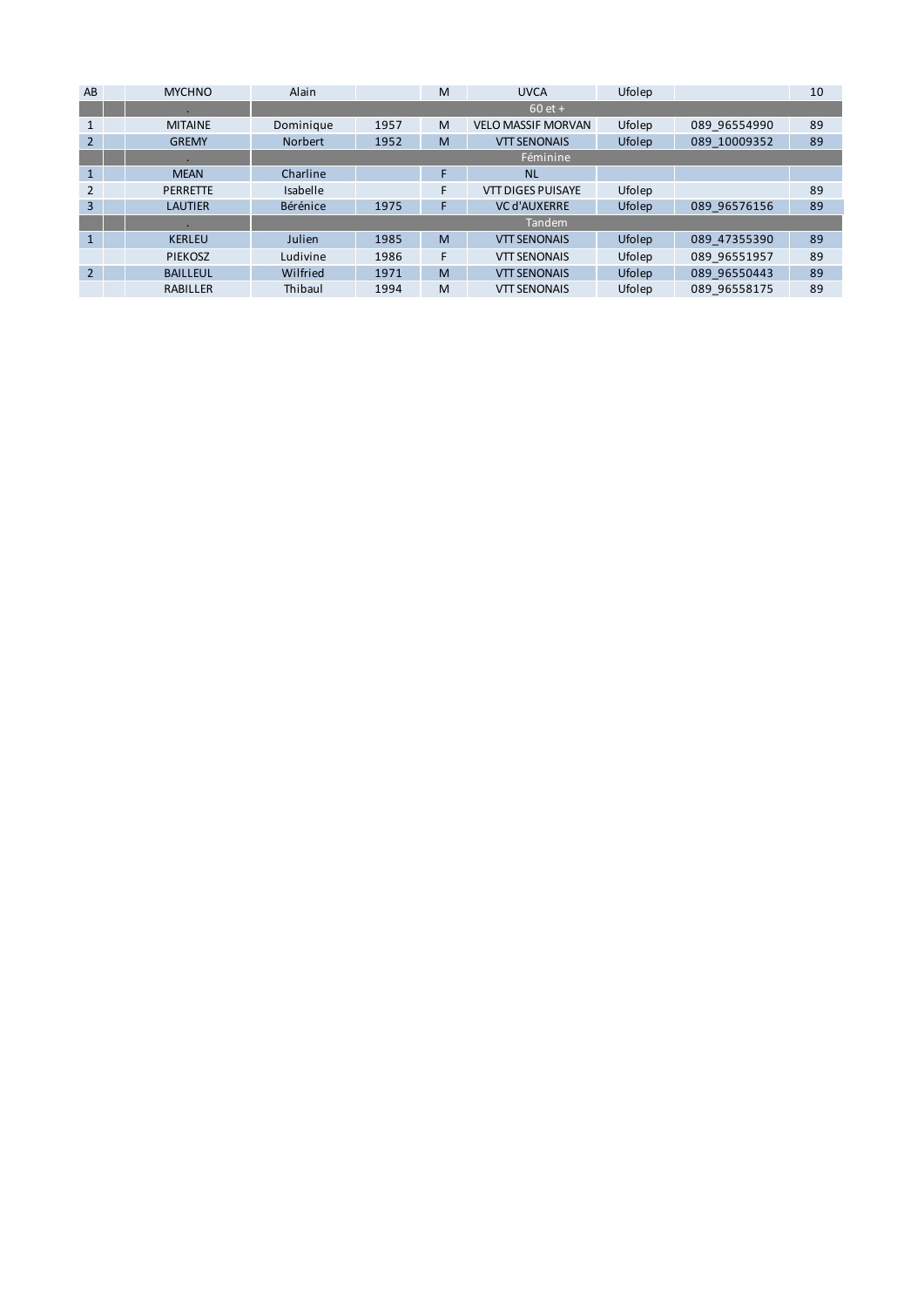| | | | | | | | | | |
|---|---|---|---|---|---|---|---|---|---|
| AB | | MYCHNO | Alain | | M | UVCA | Ufolep | | 10 |
| | | . | 60 et + | | | | | | |
| 1 | | MITAINE | Dominique | 1957 | M | VELO MASSIF MORVAN | Ufolep | 089_96554990 | 89 |
| 2 | | GREMY | Norbert | 1952 | M | VTT SENONAIS | Ufolep | 089_10009352 | 89 |
| | | . | Féminine | | | | | | |
| 1 | | MEAN | Charline | | F | NL | | | |
| 2 | | PERRETTE | Isabelle | | F | VTT DIGES PUISAYE | Ufolep | | 89 |
| 3 | | LAUTIER | Bérénice | 1975 | F | VC d'AUXERRE | Ufolep | 089_96576156 | 89 |
| | | . | Tandem | | | | | | |
| 1 | | KERLEU | Julien | 1985 | M | VTT SENONAIS | Ufolep | 089_47355390 | 89 |
| | | PIEKOSZ | Ludivine | 1986 | F | VTT SENONAIS | Ufolep | 089_96551957 | 89 |
| 2 | | BAILLEUL | Wilfried | 1971 | M | VTT SENONAIS | Ufolep | 089_96550443 | 89 |
| | | RABILLER | Thibaul | 1994 | M | VTT SENONAIS | Ufolep | 089_96558175 | 89 |